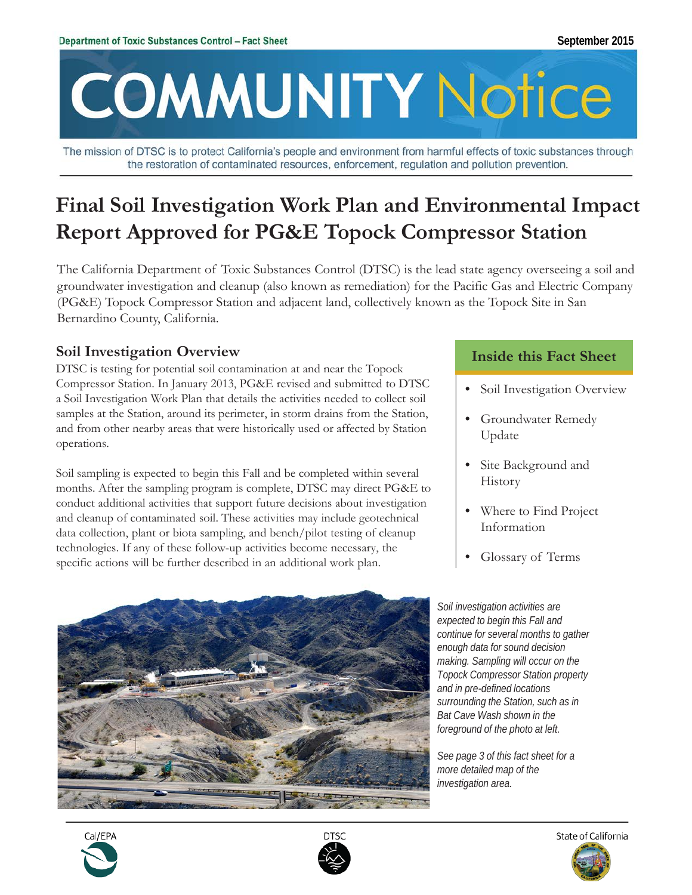Department of Toxic Substances Control – Fact Sheet

September 2015

# COMMUNITY Notice

The mission of DTSC is to protect California's people and environment from harmful effects of toxic substances through the restoration of contaminated resources, enforcement, regulation and pollution prevention.

# Final Soil Investigation Work Plan and Environmental Impact Report Approved for PG&E Topock Compressor Station

The California Department of Toxic Substances Control (DTSC) is the lead state agency overseeing a soil and groundwater investigation and cleanup (also known as remediation) for the Pacific Gas and Electric Company (PG&E) Topock Compressor Station and adjacent land, collectively known as the Topock Site in San Bernardino County, California.

## Soil Investigation Overview

DTSC is testing for potential soil contamination at and near the Topock Compressor Station. In January 2013, PG&E revised and submitted to DTSC a Soil Investigation Work Plan that details the activities needed to collect soil samples at the Station, around its perimeter, in storm drains from the Station, and from other nearby areas that were historically used or affected by Station operations.

Soil sampling is expected to begin this Fall and be completed within several months. After the sampling program is complete, DTSC may direct PG&E to conduct additional activities that support future decisions about investigation and cleanup of contaminated soil. These activities may include geotechnical data collection, plant or biota sampling, and bench/pilot testing of cleanup technologies. If any of these follow-up activities become necessary, the specific actions will be further described in an additional work plan.

### Inside this Fact Sheet

- Soil Investigation Overview
- Groundwater Remedy Update
- Site Background and History
- Where to Find Project Information
- Glossary of Terms

*Soil investigation activities are expected to begin this Fall and continue for several months to gather enough data for sound decision making. Sampling will occur on the Topock Compressor Station property and in pre-defined locations surrounding the Station, such as in Bat Cave Wash shown in the foreground of the photo at left.*

*See page 3 of this fact sheet for a more detailed map of the investigation area.*

Cal/EPA

DTSC

State of California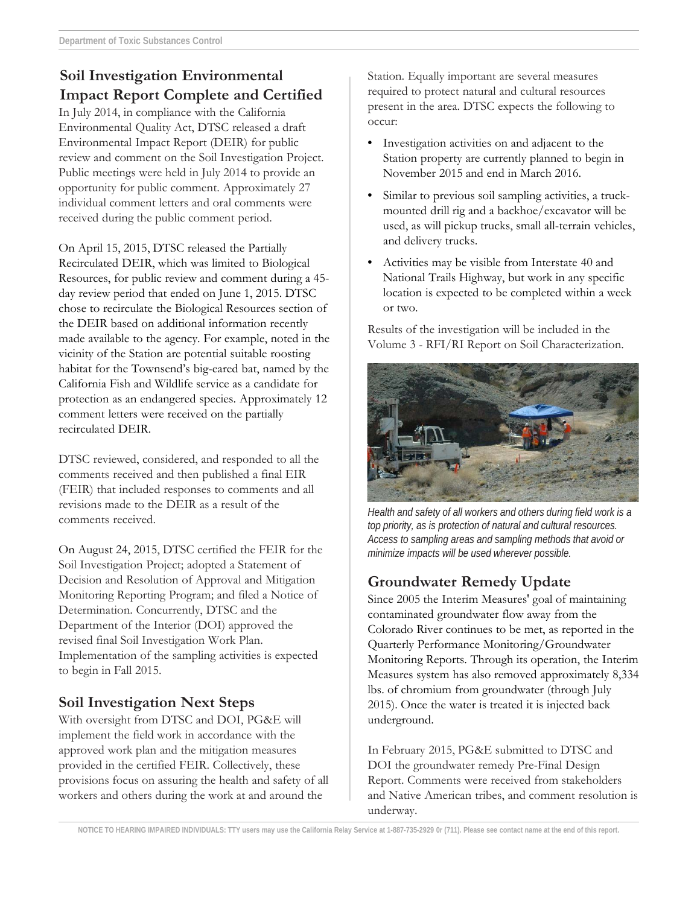## Soil Investigation Environmental Impact Report Complete and Certified

In July 2014, in compliance with the California Environmental Quality Act, DTSC released a draft Environmental Impact Report (DEIR) for public review and comment on the Soil Investigation Project. Public meetings were held in July 2014 to provide an opportunity for public comment. Approximately 27 individual comment letters and oral comments were received during the public comment period.

On April 15, 2015, DTSC released the Partially Recirculated DEIR, which was limited to Biological Resources, for public review and comment during a 45-day review period that ended on June 1, 2015. DTSC chose to recirculate the Biological Resources section of the DEIR based on additional information recently made available to the agency. For example, noted in the vicinity of the Station are potential suitable roosting habitat for the Townsend's big-eared bat, named by the California Fish and Wildlife service as a candidate for protection as an endangered species. Approximately 12 comment letters were received on the partially recirculated DEIR.

DTSC reviewed, considered, and responded to all the comments received and then published a final EIR (FEIR) that included responses to comments and all revisions made to the DEIR as a result of the comments received.

On August 24, 2015, DTSC certified the FEIR for the Soil Investigation Project; adopted a Statement of Decision and Resolution of Approval and Mitigation Monitoring Reporting Program; and filed a Notice of Determination. Concurrently, DTSC and the Department of the Interior (DOI) approved the revised final Soil Investigation Work Plan. Implementation of the sampling activities is expected to begin in Fall 2015.

## Soil Investigation Next Steps

With oversight from DTSC and DOI, PG&E will implement the field work in accordance with the approved work plan and the mitigation measures provided in the certified FEIR. Collectively, these provisions focus on assuring the health and safety of all workers and others during the work at and around the Station. Equally important are several measures required to protect natural and cultural resources present in the area. DTSC expects the following to occur:

- Investigation activities on and adjacent to the Station property are currently planned to begin in November 2015 and end in March 2016.
- Similar to previous soil sampling activities, a truck-mounted drill rig and a backhoe/excavator will be used, as will pickup trucks, small all-terrain vehicles, and delivery trucks.
- Activities may be visible from Interstate 40 and National Trails Highway, but work in any specific location is expected to be completed within a week or two.

Results of the investigation will be included in the Volume 3 - RFI/RI Report on Soil Characterization.

*Health and safety of all workers and others during field work is a top priority, as is protection of natural and cultural resources. Access to sampling areas and sampling methods that avoid or minimize impacts will be used wherever possible.*

## Groundwater Remedy Update

Since 2005 the Interim Measures' goal of maintaining contaminated groundwater flow away from the Colorado River continues to be met, as reported in the Quarterly Performance Monitoring/Groundwater Monitoring Reports. Through its operation, the Interim Measures system has also removed approximately 8,334 lbs. of chromium from groundwater (through July 2015). Once the water is treated it is injected back underground.

In February 2015, PG&E submitted to DTSC and DOI the groundwater remedy Pre-Final Design Report. Comments were received from stakeholders and Native American tribes, and comment resolution is underway.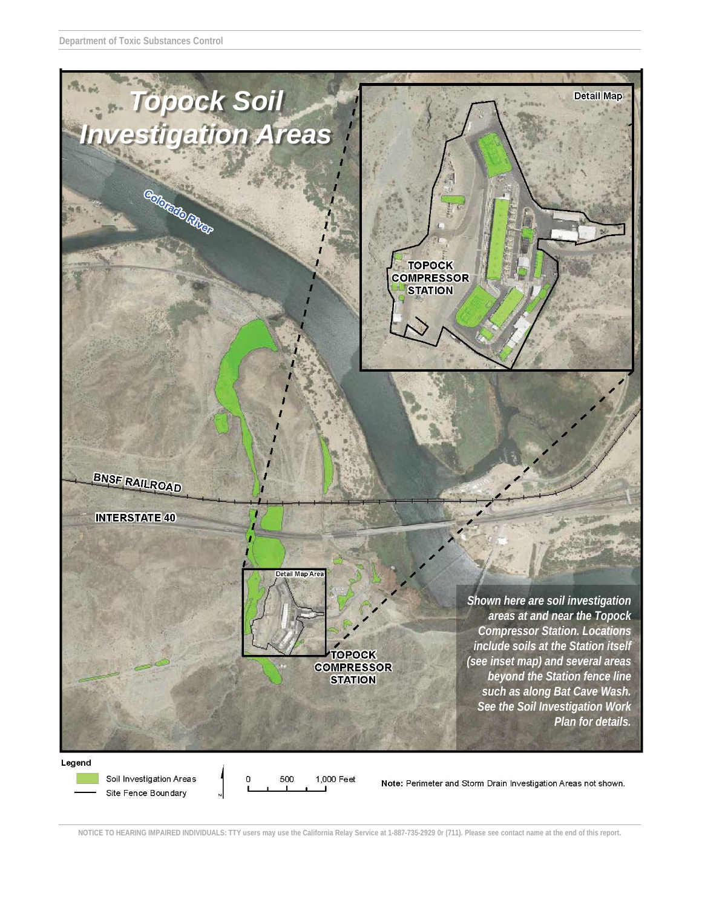# Topock Soil Investigation Areas

Detail Map

TOPOCK COMPRESSOR STATION

Colorado River

BNSF RAILROAD

INTERSTATE 40

Detail Map Area

TOPOCK COMPRESSOR STATION

*Shown here are soil investigation areas at and near the Topock Compressor Station. Locations include soils at the Station itself (see inset map) and several areas beyond the Station fence line such as along Bat Cave Wash. See the Soil Investigation Work Plan for details.*

Legend

Soil Investigation Areas

Site Fence Boundary

N

0 500 1,000 Feet

**Note:** Perimeter and Storm Drain Investigation Areas not shown.

NOTICE TO HEARING IMPAIRED INDIVIDUALS: TTY users may use the California Relay Service at 1-887-735-2929 0r (711). Please see contact name at the end of this report.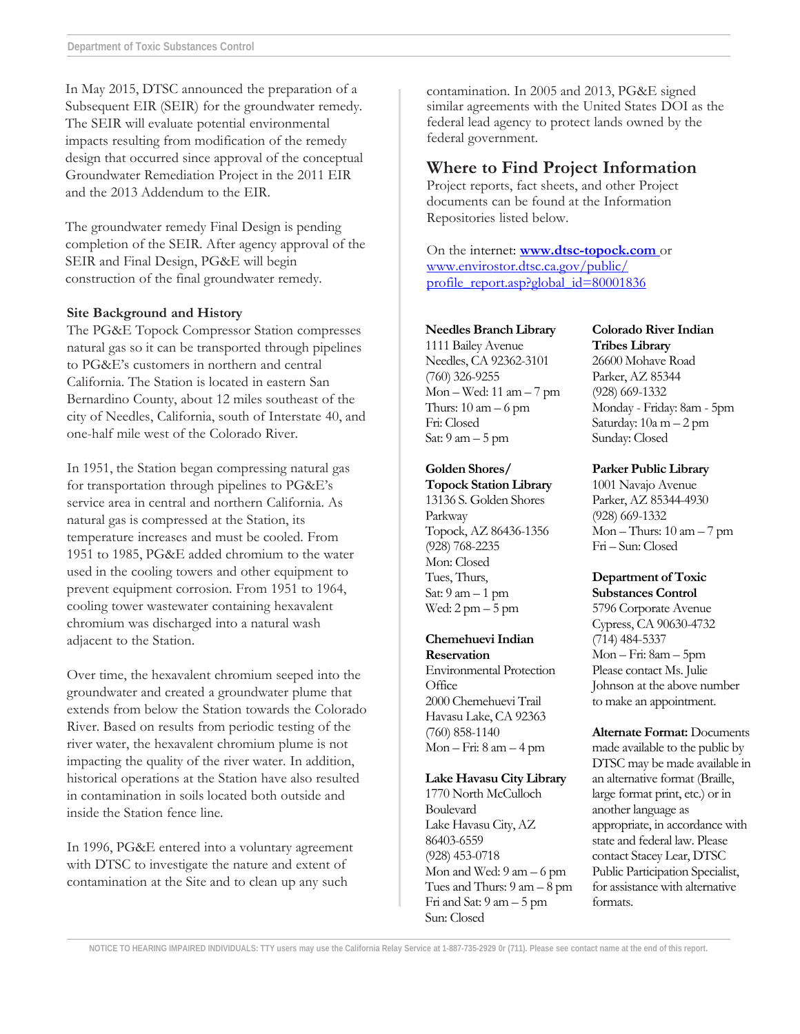In May 2015, DTSC announced the preparation of a Subsequent EIR (SEIR) for the groundwater remedy. The SEIR will evaluate potential environmental impacts resulting from modification of the remedy design that occurred since approval of the conceptual Groundwater Remediation Project in the 2011 EIR and the 2013 Addendum to the EIR.

The groundwater remedy Final Design is pending completion of the SEIR. After agency approval of the SEIR and Final Design, PG&E will begin construction of the final groundwater remedy.

### Site Background and History

The PG&E Topock Compressor Station compresses natural gas so it can be transported through pipelines to PG&E's customers in northern and central California. The Station is located in eastern San Bernardino County, about 12 miles southeast of the city of Needles, California, south of Interstate 40, and one-half mile west of the Colorado River.

In 1951, the Station began compressing natural gas for transportation through pipelines to PG&E's service area in central and northern California. As natural gas is compressed at the Station, its temperature increases and must be cooled. From 1951 to 1985, PG&E added chromium to the water used in the cooling towers and other equipment to prevent equipment corrosion. From 1951 to 1964, cooling tower wastewater containing hexavalent chromium was discharged into a natural wash adjacent to the Station.

Over time, the hexavalent chromium seeped into the groundwater and created a groundwater plume that extends from below the Station towards the Colorado River. Based on results from periodic testing of the river water, the hexavalent chromium plume is not impacting the quality of the river water. In addition, historical operations at the Station have also resulted in contamination in soils located both outside and inside the Station fence line.

In 1996, PG&E entered into a voluntary agreement with DTSC to investigate the nature and extent of contamination at the Site and to clean up any such contamination. In 2005 and 2013, PG&E signed similar agreements with the United States DOI as the federal lead agency to protect lands owned by the federal government.

## Where to Find Project Information

Project reports, fact sheets, and other Project documents can be found at the Information Repositories listed below.

On the internet: **www.dtsc-topock.com** or www.envirostor.dtsc.ca.gov/public/profile_report.asp?global_id=80001836

**Needles Branch Library**
1111 Bailey Avenue
Needles, CA 92362-3101
(760) 326-9255
Mon – Wed: 11 am – 7 pm
Thurs: 10 am – 6 pm
Fri: Closed
Sat: 9 am – 5 pm

**Golden Shores/ Topock Station Library**
13136 S. Golden Shores Parkway
Topock, AZ 86436-1356
(928) 768-2235
Mon: Closed
Tues, Thurs, Sat: 9 am – 1 pm
Wed: 2 pm – 5 pm

**Chemehuevi Indian Reservation**
Environmental Protection Office
2000 Chemehuevi Trail
Havasu Lake, CA 92363
(760) 858-1140
Mon – Fri: 8 am – 4 pm

**Lake Havasu City Library**
1770 North McCulloch Boulevard
Lake Havasu City, AZ 86403-6559
(928) 453-0718
Mon and Wed: 9 am – 6 pm
Tues and Thurs: 9 am – 8 pm
Fri and Sat: 9 am – 5 pm
Sun: Closed

**Colorado River Indian Tribes Library**
26600 Mohave Road
Parker, AZ 85344
(928) 669-1332
Monday - Friday: 8am - 5pm
Saturday: 10a m – 2 pm
Sunday: Closed

**Parker Public Library**
1001 Navajo Avenue
Parker, AZ 85344-4930
(928) 669-1332
Mon – Thurs: 10 am – 7 pm
Fri – Sun: Closed

**Department of Toxic Substances Control**
5796 Corporate Avenue
Cypress, CA 90630-4732
(714) 484-5337
Mon – Fri: 8am – 5pm
Please contact Ms. Julie Johnson at the above number to make an appointment.

**Alternate Format:** Documents made available to the public by DTSC may be made available in an alternative format (Braille, large format print, etc.) or in another language as appropriate, in accordance with state and federal law. Please contact Stacey Lear, DTSC Public Participation Specialist, for assistance with alternative formats.

NOTICE TO HEARING IMPAIRED INDIVIDUALS: TTY users may use the California Relay Service at 1-887-735-2929 0r (711). Please see contact name at the end of this report.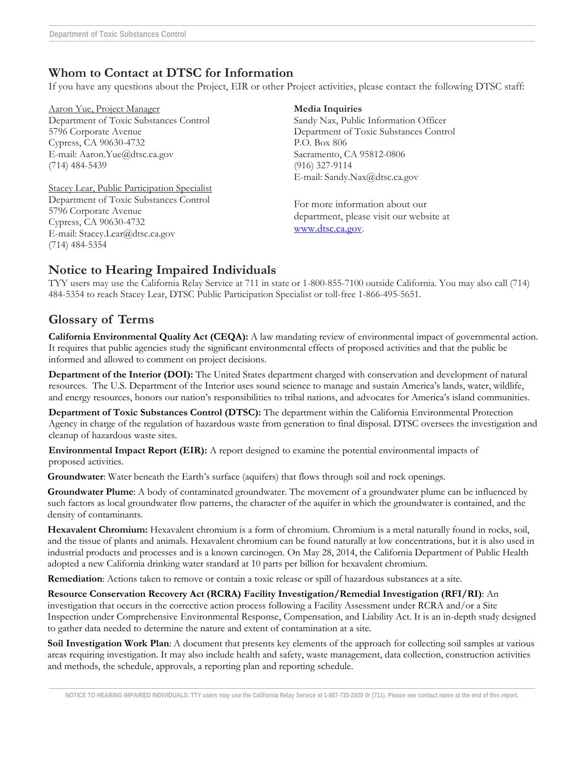## Whom to Contact at DTSC for Information

If you have any questions about the Project, EIR or other Project activities, please contact the following DTSC staff:

Aaron Yue, Project Manager
Department of Toxic Substances Control
5796 Corporate Avenue
Cypress, CA 90630-4732
E-mail: Aaron.Yue@dtsc.ca.gov
(714) 484-5439

Stacey Lear, Public Participation Specialist
Department of Toxic Substances Control
5796 Corporate Avenue
Cypress, CA 90630-4732
E-mail: Stacey.Lear@dtsc.ca.gov
(714) 484-5354

**Media Inquiries**
Sandy Nax, Public Information Officer
Department of Toxic Substances Control
P.O. Box 806
Sacramento, CA 95812-0806
(916) 327-9114
E-mail: Sandy.Nax@dtsc.ca.gov

For more information about our department, please visit our website at www.dtsc.ca.gov.

## Notice to Hearing Impaired Individuals

TYY users may use the California Relay Service at 711 in state or 1-800-855-7100 outside California. You may also call (714) 484-5354 to reach Stacey Lear, DTSC Public Participation Specialist or toll-free 1-866-495-5651.

## Glossary of Terms

**California Environmental Quality Act (CEQA):** A law mandating review of environmental impact of governmental action. It requires that public agencies study the significant environmental effects of proposed activities and that the public be informed and allowed to comment on project decisions.

**Department of the Interior (DOI):** The United States department charged with conservation and development of natural resources. The U.S. Department of the Interior uses sound science to manage and sustain America's lands, water, wildlife, and energy resources, honors our nation's responsibilities to tribal nations, and advocates for America's island communities.

**Department of Toxic Substances Control (DTSC):** The department within the California Environmental Protection Agency in charge of the regulation of hazardous waste from generation to final disposal. DTSC oversees the investigation and cleanup of hazardous waste sites.

**Environmental Impact Report (EIR):** A report designed to examine the potential environmental impacts of proposed activities.

**Groundwater**: Water beneath the Earth's surface (aquifers) that flows through soil and rock openings.

**Groundwater Plume**: A body of contaminated groundwater. The movement of a groundwater plume can be influenced by such factors as local groundwater flow patterns, the character of the aquifer in which the groundwater is contained, and the density of contaminants.

**Hexavalent Chromium:** Hexavalent chromium is a form of chromium. Chromium is a metal naturally found in rocks, soil, and the tissue of plants and animals. Hexavalent chromium can be found naturally at low concentrations, but it is also used in industrial products and processes and is a known carcinogen. On May 28, 2014, the California Department of Public Health adopted a new California drinking water standard at 10 parts per billion for hexavalent chromium.

**Remediation**: Actions taken to remove or contain a toxic release or spill of hazardous substances at a site.

**Resource Conservation Recovery Act (RCRA) Facility Investigation/Remedial Investigation (RFI/RI)**: An investigation that occurs in the corrective action process following a Facility Assessment under RCRA and/or a Site Inspection under Comprehensive Environmental Response, Compensation, and Liability Act. It is an in-depth study designed to gather data needed to determine the nature and extent of contamination at a site.

**Soil Investigation Work Plan**: A document that presents key elements of the approach for collecting soil samples at various areas requiring investigation. It may also include health and safety, waste management, data collection, construction activities and methods, the schedule, approvals, a reporting plan and reporting schedule.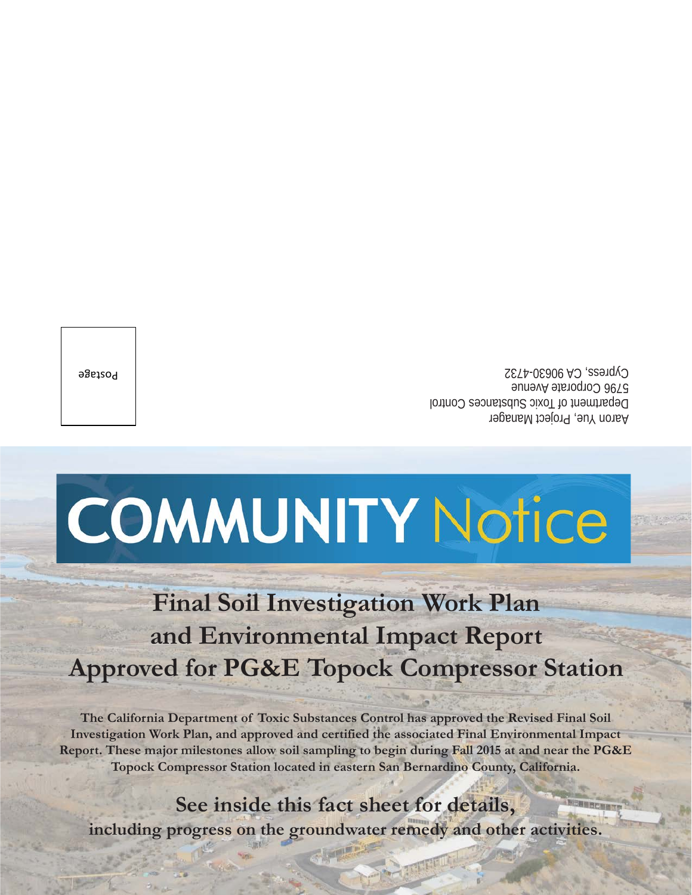Aaron Yue, Project Manager
Department of Toxic Substances Control
5796 Corporate Avenue
Cypress, CA 90630-4732

Postage

# COMMUNITY Notice

## Final Soil Investigation Work Plan and Environmental Impact Report Approved for PG&E Topock Compressor Station

**The California Department of Toxic Substances Control has approved the Revised Final Soil Investigation Work Plan, and approved and certified the associated Final Environmental Impact Report. These major milestones allow soil sampling to begin during Fall 2015 at and near the PG&E Topock Compressor Station located in eastern San Bernardino County, California.**

**See inside this fact sheet for details,**
**including progress on the groundwater remedy and other activities.**